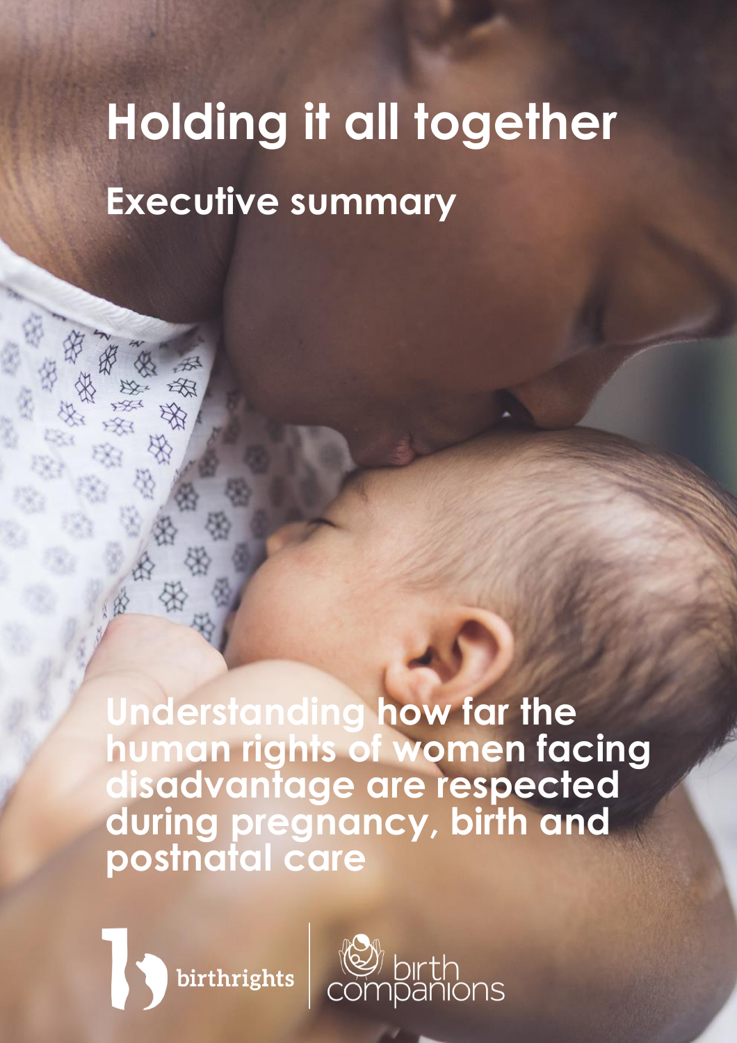# Holding it all together

## Executive summary

**Understanding how far the human rights of women facing disadvantage are respected during pregnancy, birth and postnatal care**

birthrights

birth companions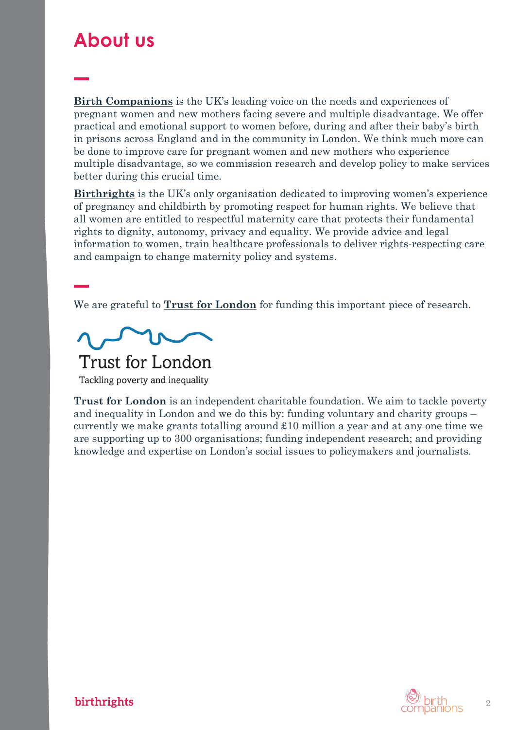# About us

**Birth Companions** is the UK's leading voice on the needs and experiences of pregnant women and new mothers facing severe and multiple disadvantage. We offer practical and emotional support to women before, during and after their baby's birth in prisons across England and in the community in London. We think much more can be done to improve care for pregnant women and new mothers who experience multiple disadvantage, so we commission research and develop policy to make services better during this crucial time.

**Birthrights** is the UK's only organisation dedicated to improving women's experience of pregnancy and childbirth by promoting respect for human rights. We believe that all women are entitled to respectful maternity care that protects their fundamental rights to dignity, autonomy, privacy and equality. We provide advice and legal information to women, train healthcare professionals to deliver rights-respecting care and campaign to change maternity policy and systems.

We are grateful to **Trust for London** for funding this important piece of research.

Trust for London

Tackling poverty and inequality

**Trust for London** is an independent charitable foundation. We aim to tackle poverty and inequality in London and we do this by: funding voluntary and charity groups – currently we make grants totalling around £10 million a year and at any one time we are supporting up to 300 organisations; funding independent research; and providing knowledge and expertise on London's social issues to policymakers and journalists.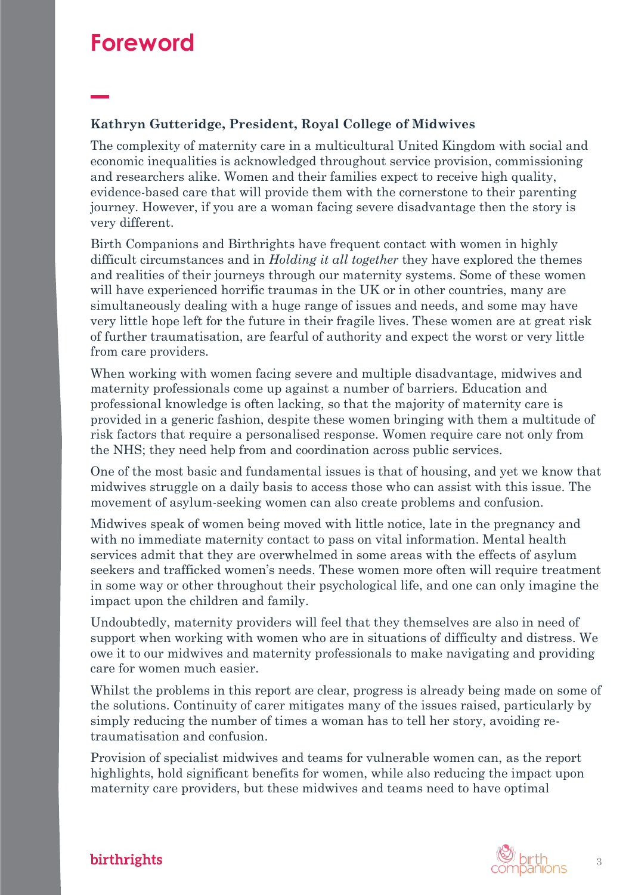# Foreword

**Kathryn Gutteridge, President, Royal College of Midwives**

The complexity of maternity care in a multicultural United Kingdom with social and economic inequalities is acknowledged throughout service provision, commissioning and researchers alike. Women and their families expect to receive high quality, evidence-based care that will provide them with the cornerstone to their parenting journey. However, if you are a woman facing severe disadvantage then the story is very different.

Birth Companions and Birthrights have frequent contact with women in highly difficult circumstances and in *Holding it all together* they have explored the themes and realities of their journeys through our maternity systems. Some of these women will have experienced horrific traumas in the UK or in other countries, many are simultaneously dealing with a huge range of issues and needs, and some may have very little hope left for the future in their fragile lives. These women are at great risk of further traumatisation, are fearful of authority and expect the worst or very little from care providers.

When working with women facing severe and multiple disadvantage, midwives and maternity professionals come up against a number of barriers. Education and professional knowledge is often lacking, so that the majority of maternity care is provided in a generic fashion, despite these women bringing with them a multitude of risk factors that require a personalised response. Women require care not only from the NHS; they need help from and coordination across public services.

One of the most basic and fundamental issues is that of housing, and yet we know that midwives struggle on a daily basis to access those who can assist with this issue. The movement of asylum-seeking women can also create problems and confusion.

Midwives speak of women being moved with little notice, late in the pregnancy and with no immediate maternity contact to pass on vital information. Mental health services admit that they are overwhelmed in some areas with the effects of asylum seekers and trafficked women's needs. These women more often will require treatment in some way or other throughout their psychological life, and one can only imagine the impact upon the children and family.

Undoubtedly, maternity providers will feel that they themselves are also in need of support when working with women who are in situations of difficulty and distress. We owe it to our midwives and maternity professionals to make navigating and providing care for women much easier.

Whilst the problems in this report are clear, progress is already being made on some of the solutions. Continuity of carer mitigates many of the issues raised, particularly by simply reducing the number of times a woman has to tell her story, avoiding re-traumatisation and confusion.

Provision of specialist midwives and teams for vulnerable women can, as the report highlights, hold significant benefits for women, while also reducing the impact upon maternity care providers, but these midwives and teams need to have optimal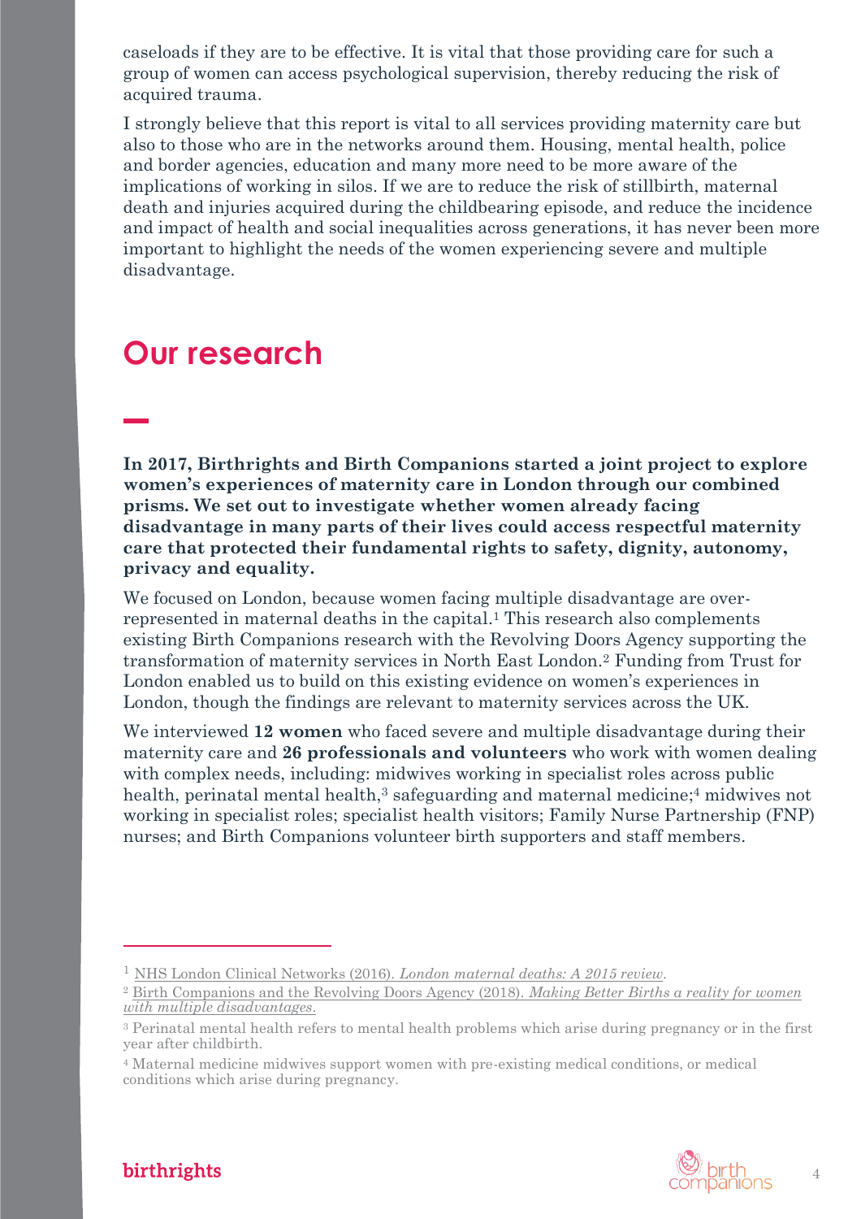caseloads if they are to be effective. It is vital that those providing care for such a group of women can access psychological supervision, thereby reducing the risk of acquired trauma.

I strongly believe that this report is vital to all services providing maternity care but also to those who are in the networks around them. Housing, mental health, police and border agencies, education and many more need to be more aware of the implications of working in silos. If we are to reduce the risk of stillbirth, maternal death and injuries acquired during the childbearing episode, and reduce the incidence and impact of health and social inequalities across generations, it has never been more important to highlight the needs of the women experiencing severe and multiple disadvantage.

# Our research

**In 2017, Birthrights and Birth Companions started a joint project to explore women's experiences of maternity care in London through our combined prisms. We set out to investigate whether women already facing disadvantage in many parts of their lives could access respectful maternity care that protected their fundamental rights to safety, dignity, autonomy, privacy and equality.**

We focused on London, because women facing multiple disadvantage are over-represented in maternal deaths in the capital.[1] This research also complements existing Birth Companions research with the Revolving Doors Agency supporting the transformation of maternity services in North East London.[2] Funding from Trust for London enabled us to build on this existing evidence on women's experiences in London, though the findings are relevant to maternity services across the UK.

We interviewed **12 women** who faced severe and multiple disadvantage during their maternity care and **26 professionals and volunteers** who work with women dealing with complex needs, including: midwives working in specialist roles across public health, perinatal mental health,[3] safeguarding and maternal medicine;[4] midwives not working in specialist roles; specialist health visitors; Family Nurse Partnership (FNP) nurses; and Birth Companions volunteer birth supporters and staff members.

---

[1] NHS London Clinical Networks (2016). *London maternal deaths: A 2015 review*.

[2] Birth Companions and the Revolving Doors Agency (2018). *Making Better Births a reality for women with multiple disadvantages*.

[3] Perinatal mental health refers to mental health problems which arise during pregnancy or in the first year after childbirth.

[4] Maternal medicine midwives support women with pre-existing medical conditions, or medical conditions which arise during pregnancy.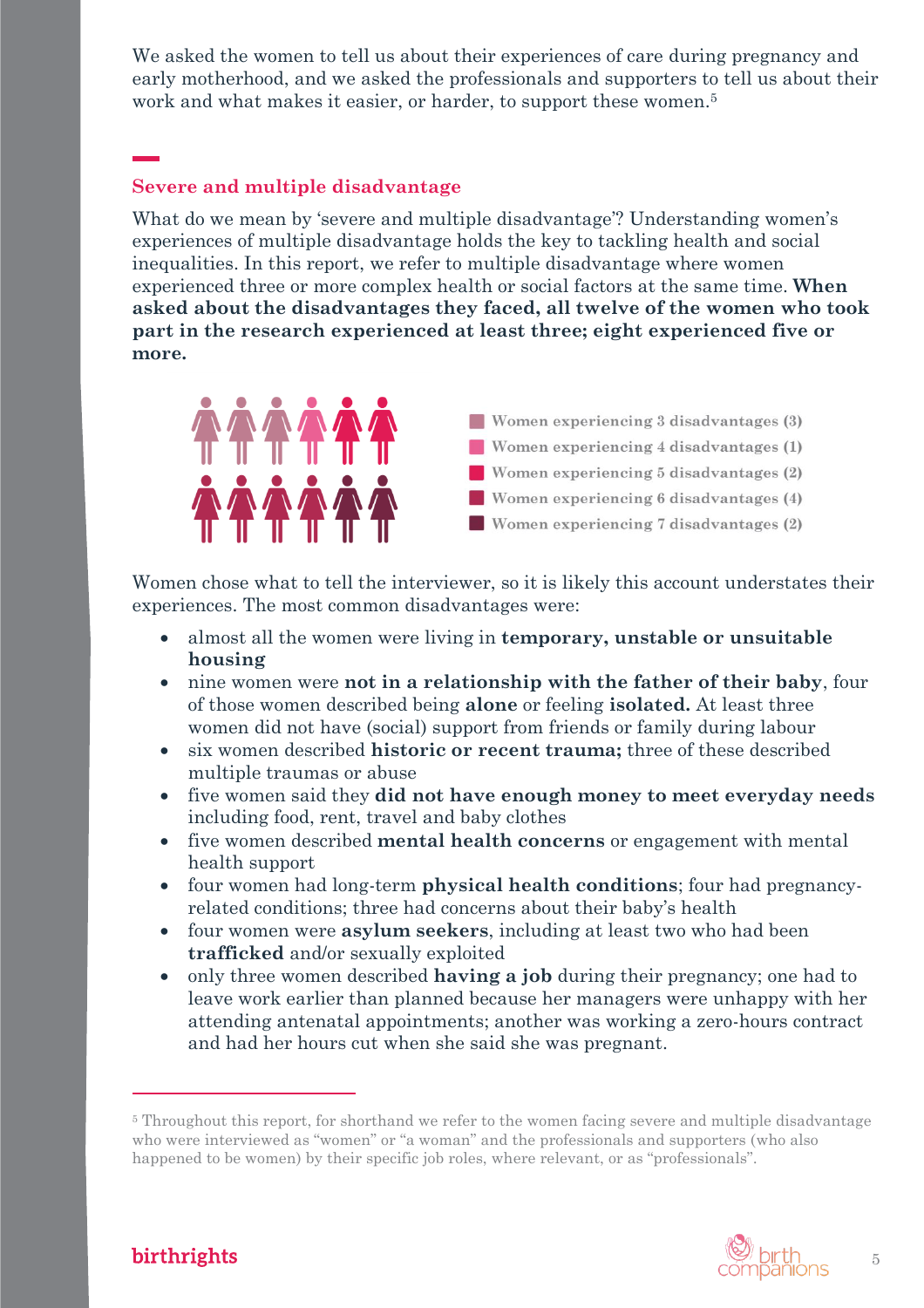We asked the women to tell us about their experiences of care during pregnancy and early motherhood, and we asked the professionals and supporters to tell us about their work and what makes it easier, or harder, to support these women.[5]

## Severe and multiple disadvantage

What do we mean by 'severe and multiple disadvantage'? Understanding women's experiences of multiple disadvantage holds the key to tackling health and social inequalities. In this report, we refer to multiple disadvantage where women experienced three or more complex health or social factors at the same time. **When asked about the disadvantages they faced, all twelve of the women who took part in the research experienced at least three; eight experienced five or more.**

- Women experiencing 3 disadvantages (3)
- Women experiencing 4 disadvantages (1)
- Women experiencing 5 disadvantages (2)
- Women experiencing 6 disadvantages (4)
- Women experiencing 7 disadvantages (2)

Women chose what to tell the interviewer, so it is likely this account understates their experiences. The most common disadvantages were:

- almost all the women were living in **temporary, unstable or unsuitable housing**
- nine women were **not in a relationship with the father of their baby**, four of those women described being **alone** or feeling **isolated.** At least three women did not have (social) support from friends or family during labour
- six women described **historic or recent trauma;** three of these described multiple traumas or abuse
- five women said they **did not have enough money to meet everyday needs** including food, rent, travel and baby clothes
- five women described **mental health concerns** or engagement with mental health support
- four women had long-term **physical health conditions**; four had pregnancy-related conditions; three had concerns about their baby's health
- four women were **asylum seekers**, including at least two who had been **trafficked** and/or sexually exploited
- only three women described **having a job** during their pregnancy; one had to leave work earlier than planned because her managers were unhappy with her attending antenatal appointments; another was working a zero-hours contract and had her hours cut when she said she was pregnant.

---

[5] Throughout this report, for shorthand we refer to the women facing severe and multiple disadvantage who were interviewed as "women" or "a woman" and the professionals and supporters (who also happened to be women) by their specific job roles, where relevant, or as "professionals".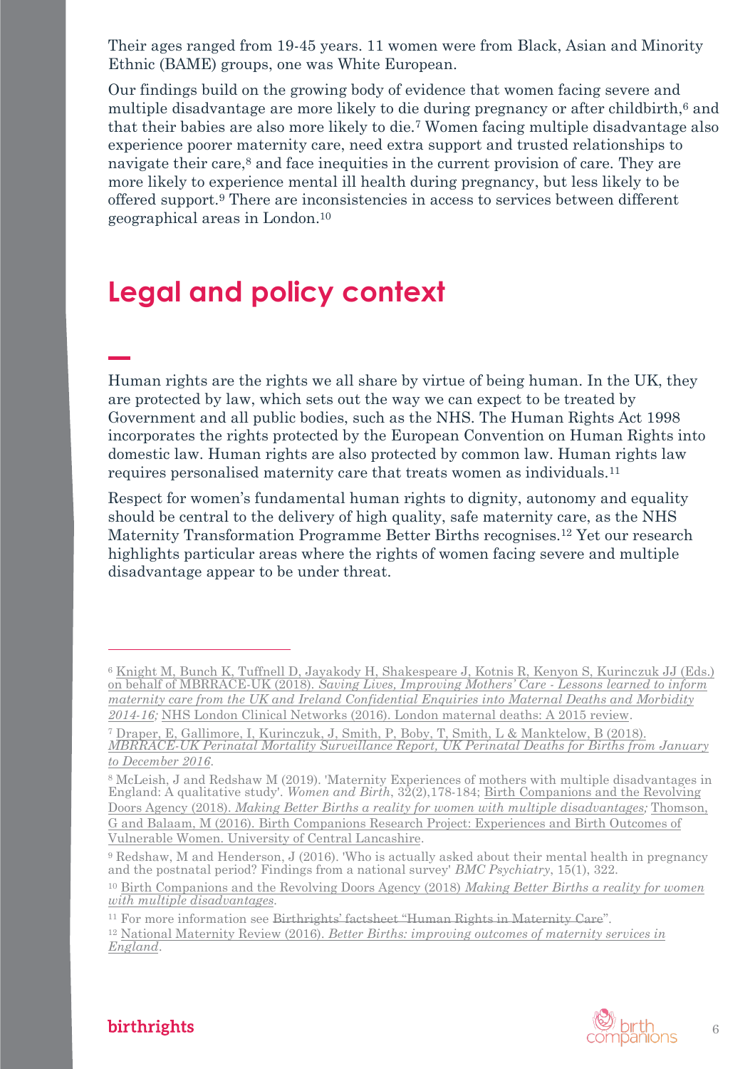Their ages ranged from 19-45 years. 11 women were from Black, Asian and Minority Ethnic (BAME) groups, one was White European.

Our findings build on the growing body of evidence that women facing severe and multiple disadvantage are more likely to die during pregnancy or after childbirth,[6] and that their babies are also more likely to die.[7] Women facing multiple disadvantage also experience poorer maternity care, need extra support and trusted relationships to navigate their care,[8] and face inequities in the current provision of care. They are more likely to experience mental ill health during pregnancy, but less likely to be offered support.[9] There are inconsistencies in access to services between different geographical areas in London.[10]

# Legal and policy context

Human rights are the rights we all share by virtue of being human. In the UK, they are protected by law, which sets out the way we can expect to be treated by Government and all public bodies, such as the NHS. The Human Rights Act 1998 incorporates the rights protected by the European Convention on Human Rights into domestic law. Human rights are also protected by common law. Human rights law requires personalised maternity care that treats women as individuals.[11]

Respect for women's fundamental human rights to dignity, autonomy and equality should be central to the delivery of high quality, safe maternity care, as the NHS Maternity Transformation Programme Better Births recognises.[12] Yet our research highlights particular areas where the rights of women facing severe and multiple disadvantage appear to be under threat.

---

[6] Knight M, Bunch K, Tuffnell D, Jayakody H, Shakespeare J, Kotnis R, Kenyon S, Kurinczuk JJ (Eds.) on behalf of MBRRACE-UK (2018). *Saving Lives, Improving Mothers' Care - Lessons learned to inform maternity care from the UK and Ireland Confidential Enquiries into Maternal Deaths and Morbidity 2014-16;* NHS London Clinical Networks (2016). London maternal deaths: A 2015 review.

[7] Draper, E, Gallimore, I, Kurinczuk, J, Smith, P, Boby, T, Smith, L & Manktelow, B (2018). *MBRRACE-UK Perinatal Mortality Surveillance Report, UK Perinatal Deaths for Births from January to December 2016.*

[8] McLeish, J and Redshaw M (2019). 'Maternity Experiences of mothers with multiple disadvantages in England: A qualitative study'. *Women and Birth*, 32(2),178-184; Birth Companions and the Revolving Doors Agency (2018). *Making Better Births a reality for women with multiple disadvantages;* Thomson, G and Balaam, M (2016). Birth Companions Research Project: Experiences and Birth Outcomes of Vulnerable Women. University of Central Lancashire.

[9] Redshaw, M and Henderson, J (2016). 'Who is actually asked about their mental health in pregnancy and the postnatal period? Findings from a national survey' *BMC Psychiatry*, 15(1), 322.

[10] Birth Companions and the Revolving Doors Agency (2018) *Making Better Births a reality for women with multiple disadvantages.*

[11] For more information see Birthrights' factsheet "Human Rights in Maternity Care".

[12] National Maternity Review (2016). *Better Births: improving outcomes of maternity services in England.*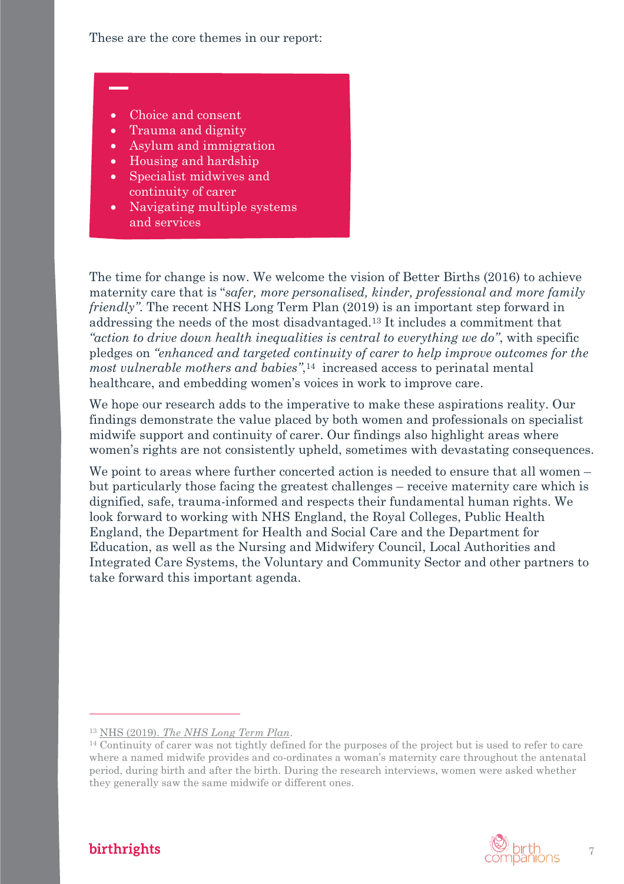These are the core themes in our report:

- Choice and consent
- Trauma and dignity
- Asylum and immigration
- Housing and hardship
- Specialist midwives and continuity of carer
- Navigating multiple systems and services

The time for change is now. We welcome the vision of Better Births (2016) to achieve maternity care that is "*safer, more personalised, kinder, professional and more family friendly".* The recent NHS Long Term Plan (2019) is an important step forward in addressing the needs of the most disadvantaged.[13] It includes a commitment that *"action to drive down health inequalities is central to everything we do"*, with specific pledges on *"enhanced and targeted continuity of carer to help improve outcomes for the most vulnerable mothers and babies"*,[14] increased access to perinatal mental healthcare, and embedding women's voices in work to improve care.

We hope our research adds to the imperative to make these aspirations reality. Our findings demonstrate the value placed by both women and professionals on specialist midwife support and continuity of carer. Our findings also highlight areas where women's rights are not consistently upheld, sometimes with devastating consequences.

We point to areas where further concerted action is needed to ensure that all women – but particularly those facing the greatest challenges – receive maternity care which is dignified, safe, trauma-informed and respects their fundamental human rights. We look forward to working with NHS England, the Royal Colleges, Public Health England, the Department for Health and Social Care and the Department for Education, as well as the Nursing and Midwifery Council, Local Authorities and Integrated Care Systems, the Voluntary and Community Sector and other partners to take forward this important agenda.

---

[13] NHS (2019). *The NHS Long Term Plan*.

[14] Continuity of carer was not tightly defined for the purposes of the project but is used to refer to care where a named midwife provides and co-ordinates a woman's maternity care throughout the antenatal period, during birth and after the birth. During the research interviews, women were asked whether they generally saw the same midwife or different ones.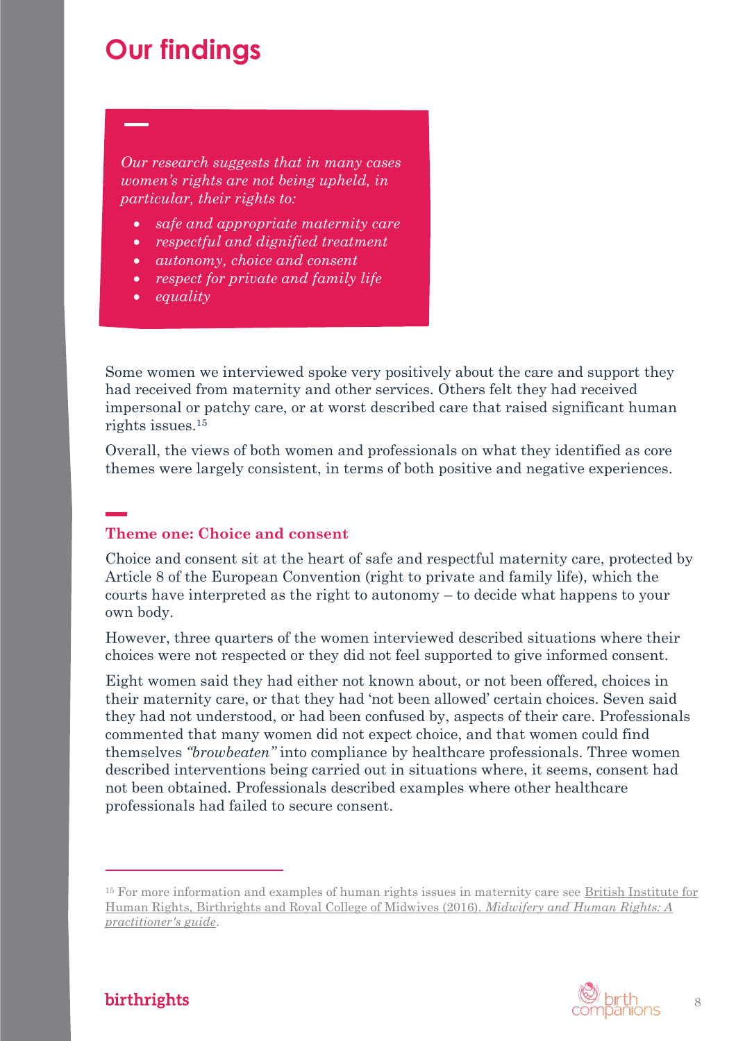# Our findings

*Our research suggests that in many cases women's rights are not being upheld, in particular, their rights to:*

- *safe and appropriate maternity care*
- *respectful and dignified treatment*
- *autonomy, choice and consent*
- *respect for private and family life*
- *equality*

Some women we interviewed spoke very positively about the care and support they had received from maternity and other services. Others felt they had received impersonal or patchy care, or at worst described care that raised significant human rights issues.[15]

Overall, the views of both women and professionals on what they identified as core themes were largely consistent, in terms of both positive and negative experiences.

## Theme one: Choice and consent

Choice and consent sit at the heart of safe and respectful maternity care, protected by Article 8 of the European Convention (right to private and family life), which the courts have interpreted as the right to autonomy – to decide what happens to your own body.

However, three quarters of the women interviewed described situations where their choices were not respected or they did not feel supported to give informed consent.

Eight women said they had either not known about, or not been offered, choices in their maternity care, or that they had 'not been allowed' certain choices. Seven said they had not understood, or had been confused by, aspects of their care. Professionals commented that many women did not expect choice, and that women could find themselves *"browbeaten"* into compliance by healthcare professionals. Three women described interventions being carried out in situations where, it seems, consent had not been obtained. Professionals described examples where other healthcare professionals had failed to secure consent.

---

[15] For more information and examples of human rights issues in maternity care see British Institute for Human Rights, Birthrights and Royal College of Midwives (2016). *Midwifery and Human Rights: A practitioner's guide*.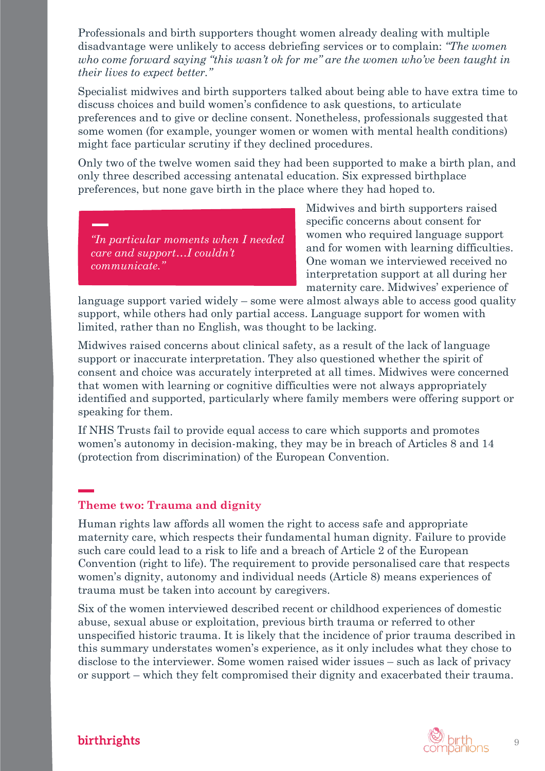Professionals and birth supporters thought women already dealing with multiple disadvantage were unlikely to access debriefing services or to complain: *"The women who come forward saying "this wasn't ok for me" are the women who've been taught in their lives to expect better."*

Specialist midwives and birth supporters talked about being able to have extra time to discuss choices and build women's confidence to ask questions, to articulate preferences and to give or decline consent. Nonetheless, professionals suggested that some women (for example, younger women or women with mental health conditions) might face particular scrutiny if they declined procedures.

Only two of the twelve women said they had been supported to make a birth plan, and only three described accessing antenatal education. Six expressed birthplace preferences, but none gave birth in the place where they had hoped to.

> *"In particular moments when I needed care and support…I couldn't communicate."*

Midwives and birth supporters raised specific concerns about consent for women who required language support and for women with learning difficulties. One woman we interviewed received no interpretation support at all during her maternity care. Midwives' experience of language support varied widely – some were almost always able to access good quality support, while others had only partial access. Language support for women with limited, rather than no English, was thought to be lacking.

Midwives raised concerns about clinical safety, as a result of the lack of language support or inaccurate interpretation. They also questioned whether the spirit of consent and choice was accurately interpreted at all times. Midwives were concerned that women with learning or cognitive difficulties were not always appropriately identified and supported, particularly where family members were offering support or speaking for them.

If NHS Trusts fail to provide equal access to care which supports and promotes women's autonomy in decision-making, they may be in breach of Articles 8 and 14 (protection from discrimination) of the European Convention.

## Theme two: Trauma and dignity

Human rights law affords all women the right to access safe and appropriate maternity care, which respects their fundamental human dignity. Failure to provide such care could lead to a risk to life and a breach of Article 2 of the European Convention (right to life). The requirement to provide personalised care that respects women's dignity, autonomy and individual needs (Article 8) means experiences of trauma must be taken into account by caregivers.

Six of the women interviewed described recent or childhood experiences of domestic abuse, sexual abuse or exploitation, previous birth trauma or referred to other unspecified historic trauma. It is likely that the incidence of prior trauma described in this summary understates women's experience, as it only includes what they chose to disclose to the interviewer. Some women raised wider issues – such as lack of privacy or support – which they felt compromised their dignity and exacerbated their trauma.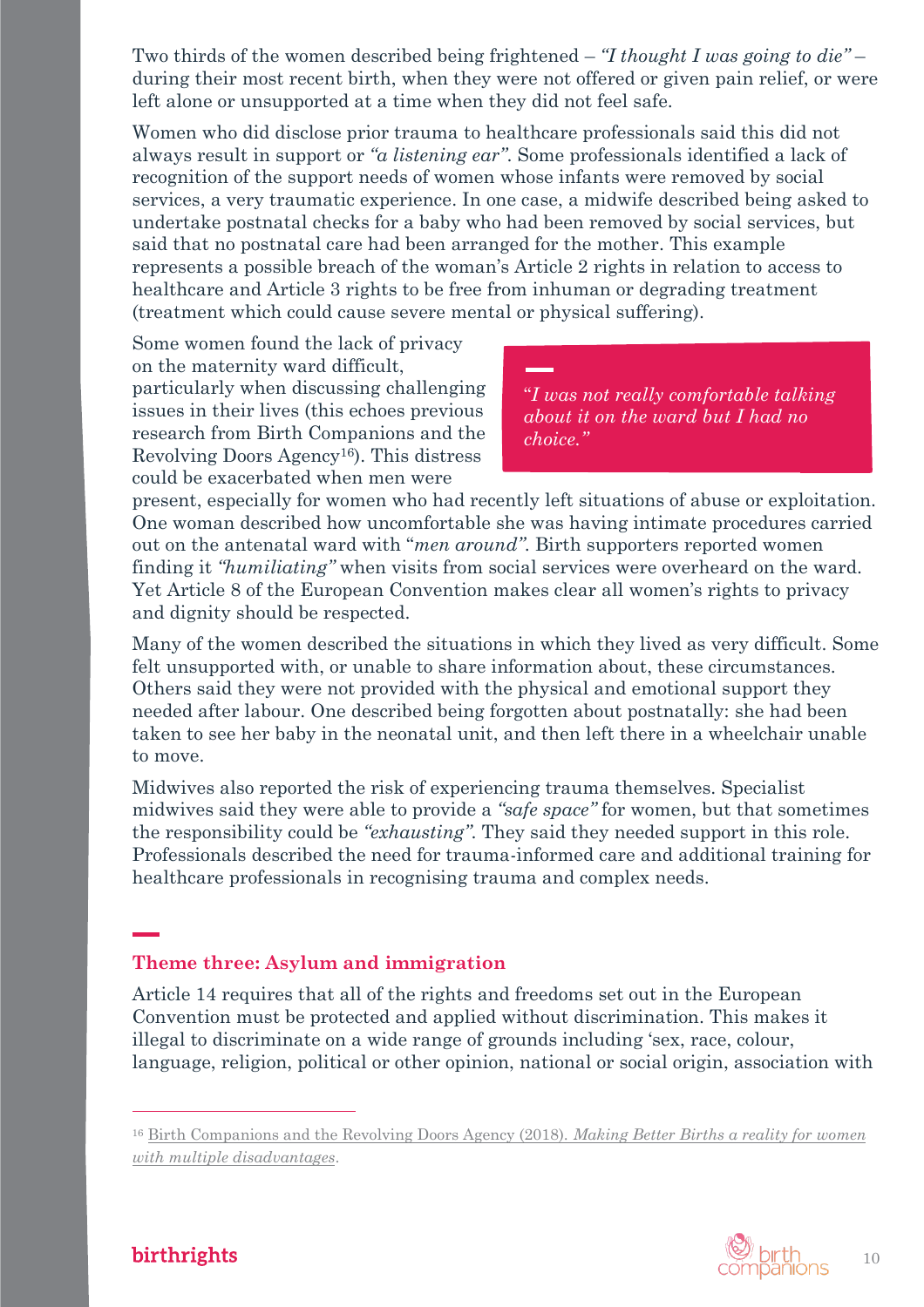Two thirds of the women described being frightened – *"I thought I was going to die"* – during their most recent birth, when they were not offered or given pain relief, or were left alone or unsupported at a time when they did not feel safe.

Women who did disclose prior trauma to healthcare professionals said this did not always result in support or *"a listening ear"*. Some professionals identified a lack of recognition of the support needs of women whose infants were removed by social services, a very traumatic experience. In one case, a midwife described being asked to undertake postnatal checks for a baby who had been removed by social services, but said that no postnatal care had been arranged for the mother. This example represents a possible breach of the woman's Article 2 rights in relation to access to healthcare and Article 3 rights to be free from inhuman or degrading treatment (treatment which could cause severe mental or physical suffering).

Some women found the lack of privacy on the maternity ward difficult, particularly when discussing challenging issues in their lives (this echoes previous research from Birth Companions and the Revolving Doors Agency[16]). This distress could be exacerbated when men were present, especially for women who had recently left situations of abuse or exploitation. One woman described how uncomfortable she was having intimate procedures carried out on the antenatal ward with "*men around"*. Birth supporters reported women finding it *"humiliating"* when visits from social services were overheard on the ward. Yet Article 8 of the European Convention makes clear all women's rights to privacy and dignity should be respected.

> *"I was not really comfortable talking about it on the ward but I had no choice."*

Many of the women described the situations in which they lived as very difficult. Some felt unsupported with, or unable to share information about, these circumstances. Others said they were not provided with the physical and emotional support they needed after labour. One described being forgotten about postnatally: she had been taken to see her baby in the neonatal unit, and then left there in a wheelchair unable to move.

Midwives also reported the risk of experiencing trauma themselves. Specialist midwives said they were able to provide a *"safe space"* for women, but that sometimes the responsibility could be *"exhausting"*. They said they needed support in this role. Professionals described the need for trauma-informed care and additional training for healthcare professionals in recognising trauma and complex needs.

## Theme three: Asylum and immigration

Article 14 requires that all of the rights and freedoms set out in the European Convention must be protected and applied without discrimination. This makes it illegal to discriminate on a wide range of grounds including 'sex, race, colour, language, religion, political or other opinion, national or social origin, association with

[16] Birth Companions and the Revolving Doors Agency (2018). *Making Better Births a reality for women with multiple disadvantages*.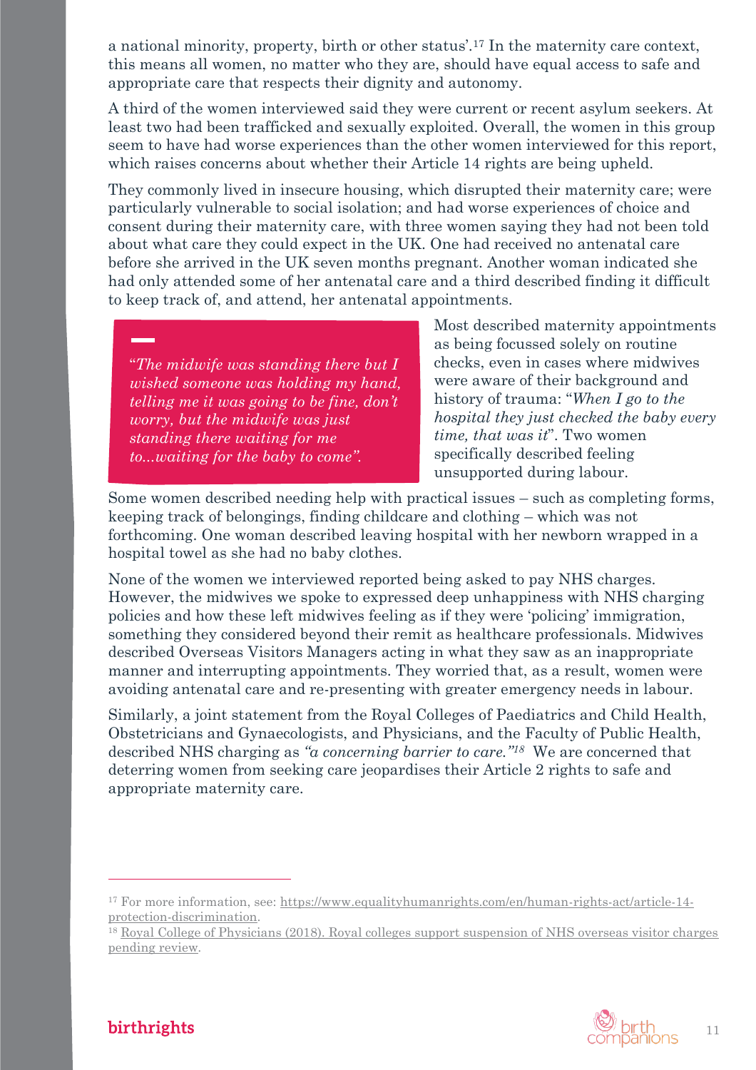a national minority, property, birth or other status'.[17] In the maternity care context, this means all women, no matter who they are, should have equal access to safe and appropriate care that respects their dignity and autonomy.

A third of the women interviewed said they were current or recent asylum seekers. At least two had been trafficked and sexually exploited. Overall, the women in this group seem to have had worse experiences than the other women interviewed for this report, which raises concerns about whether their Article 14 rights are being upheld.

They commonly lived in insecure housing, which disrupted their maternity care; were particularly vulnerable to social isolation; and had worse experiences of choice and consent during their maternity care, with three women saying they had not been told about what care they could expect in the UK. One had received no antenatal care before she arrived in the UK seven months pregnant. Another woman indicated she had only attended some of her antenatal care and a third described finding it difficult to keep track of, and attend, her antenatal appointments.

> "*The midwife was standing there but I wished someone was holding my hand, telling me it was going to be fine, don't worry, but the midwife was just standing there waiting for me to...waiting for the baby to come*".

Most described maternity appointments as being focussed solely on routine checks, even in cases where midwives were aware of their background and history of trauma: "*When I go to the hospital they just checked the baby every time, that was it*". Two women specifically described feeling unsupported during labour.

Some women described needing help with practical issues – such as completing forms, keeping track of belongings, finding childcare and clothing – which was not forthcoming. One woman described leaving hospital with her newborn wrapped in a hospital towel as she had no baby clothes.

None of the women we interviewed reported being asked to pay NHS charges. However, the midwives we spoke to expressed deep unhappiness with NHS charging policies and how these left midwives feeling as if they were 'policing' immigration, something they considered beyond their remit as healthcare professionals. Midwives described Overseas Visitors Managers acting in what they saw as an inappropriate manner and interrupting appointments. They worried that, as a result, women were avoiding antenatal care and re-presenting with greater emergency needs in labour.

Similarly, a joint statement from the Royal Colleges of Paediatrics and Child Health, Obstetricians and Gynaecologists, and Physicians, and the Faculty of Public Health, described NHS charging as *"a concerning barrier to care."*[18] We are concerned that deterring women from seeking care jeopardises their Article 2 rights to safe and appropriate maternity care.

---

[17] For more information, see: https://www.equalityhumanrights.com/en/human-rights-act/article-14-protection-discrimination.

[18] Royal College of Physicians (2018). Royal colleges support suspension of NHS overseas visitor charges pending review.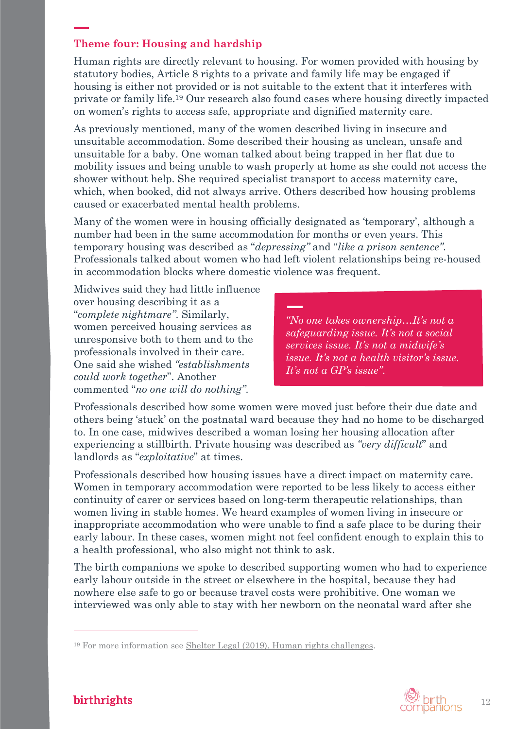### Theme four: Housing and hardship

Human rights are directly relevant to housing. For women provided with housing by statutory bodies, Article 8 rights to a private and family life may be engaged if housing is either not provided or is not suitable to the extent that it interferes with private or family life.[19] Our research also found cases where housing directly impacted on women's rights to access safe, appropriate and dignified maternity care.

As previously mentioned, many of the women described living in insecure and unsuitable accommodation. Some described their housing as unclean, unsafe and unsuitable for a baby. One woman talked about being trapped in her flat due to mobility issues and being unable to wash properly at home as she could not access the shower without help. She required specialist transport to access maternity care, which, when booked, did not always arrive. Others described how housing problems caused or exacerbated mental health problems.

Many of the women were in housing officially designated as 'temporary', although a number had been in the same accommodation for months or even years. This temporary housing was described as "*depressing"* and "*like a prison sentence"*. Professionals talked about women who had left violent relationships being re-housed in accommodation blocks where domestic violence was frequent.

Midwives said they had little influence over housing describing it as a "*complete nightmare"*. Similarly, women perceived housing services as unresponsive both to them and to the professionals involved in their care. One said she wished *"establishments could work together*". Another commented "*no one will do nothing"*.

> *"No one takes ownership…It's not a safeguarding issue. It's not a social services issue. It's not a midwife's issue. It's not a health visitor's issue. It's not a GP's issue".*

Professionals described how some women were moved just before their due date and others being 'stuck' on the postnatal ward because they had no home to be discharged to. In one case, midwives described a woman losing her housing allocation after experiencing a stillbirth. Private housing was described as *"very difficult*" and landlords as "*exploitative*" at times.

Professionals described how housing issues have a direct impact on maternity care. Women in temporary accommodation were reported to be less likely to access either continuity of carer or services based on long-term therapeutic relationships, than women living in stable homes. We heard examples of women living in insecure or inappropriate accommodation who were unable to find a safe place to be during their early labour. In these cases, women might not feel confident enough to explain this to a health professional, who also might not think to ask.

The birth companions we spoke to described supporting women who had to experience early labour outside in the street or elsewhere in the hospital, because they had nowhere else safe to go or because travel costs were prohibitive. One woman we interviewed was only able to stay with her newborn on the neonatal ward after she

---

[19] For more information see Shelter Legal (2019). Human rights challenges.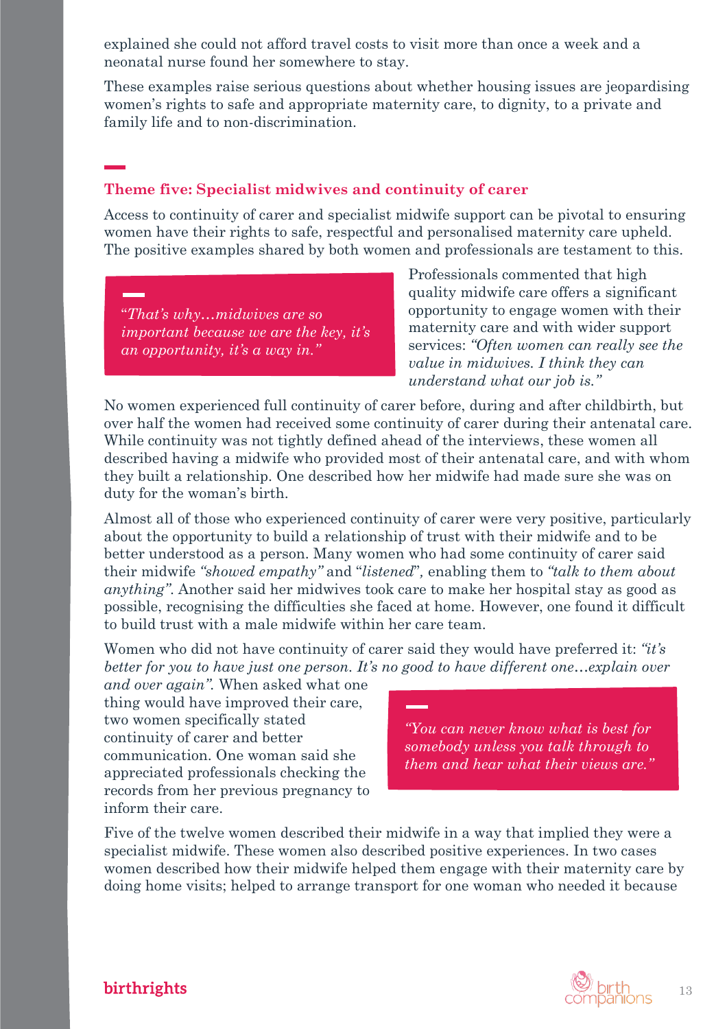explained she could not afford travel costs to visit more than once a week and a neonatal nurse found her somewhere to stay.

These examples raise serious questions about whether housing issues are jeopardising women's rights to safe and appropriate maternity care, to dignity, to a private and family life and to non-discrimination.

## Theme five: Specialist midwives and continuity of carer

Access to continuity of carer and specialist midwife support can be pivotal to ensuring women have their rights to safe, respectful and personalised maternity care upheld. The positive examples shared by both women and professionals are testament to this.

> *"That's why…midwives are so important because we are the key, it's an opportunity, it's a way in."*

Professionals commented that high quality midwife care offers a significant opportunity to engage women with their maternity care and with wider support services: *"Often women can really see the value in midwives. I think they can understand what our job is."*

No women experienced full continuity of carer before, during and after childbirth, but over half the women had received some continuity of carer during their antenatal care. While continuity was not tightly defined ahead of the interviews, these women all described having a midwife who provided most of their antenatal care, and with whom they built a relationship. One described how her midwife had made sure she was on duty for the woman's birth.

Almost all of those who experienced continuity of carer were very positive, particularly about the opportunity to build a relationship of trust with their midwife and to be better understood as a person. Many women who had some continuity of carer said their midwife *"showed empathy"* and "*listened*", enabling them to *"talk to them about anything"*. Another said her midwives took care to make her hospital stay as good as possible, recognising the difficulties she faced at home. However, one found it difficult to build trust with a male midwife within her care team.

Women who did not have continuity of carer said they would have preferred it: *"it's better for you to have just one person. It's no good to have different one…explain over and over again"*. When asked what one thing would have improved their care, two women specifically stated continuity of carer and better communication. One woman said she appreciated professionals checking the records from her previous pregnancy to inform their care.

> *"You can never know what is best for somebody unless you talk through to them and hear what their views are."*

Five of the twelve women described their midwife in a way that implied they were a specialist midwife. These women also described positive experiences. In two cases women described how their midwife helped them engage with their maternity care by doing home visits; helped to arrange transport for one woman who needed it because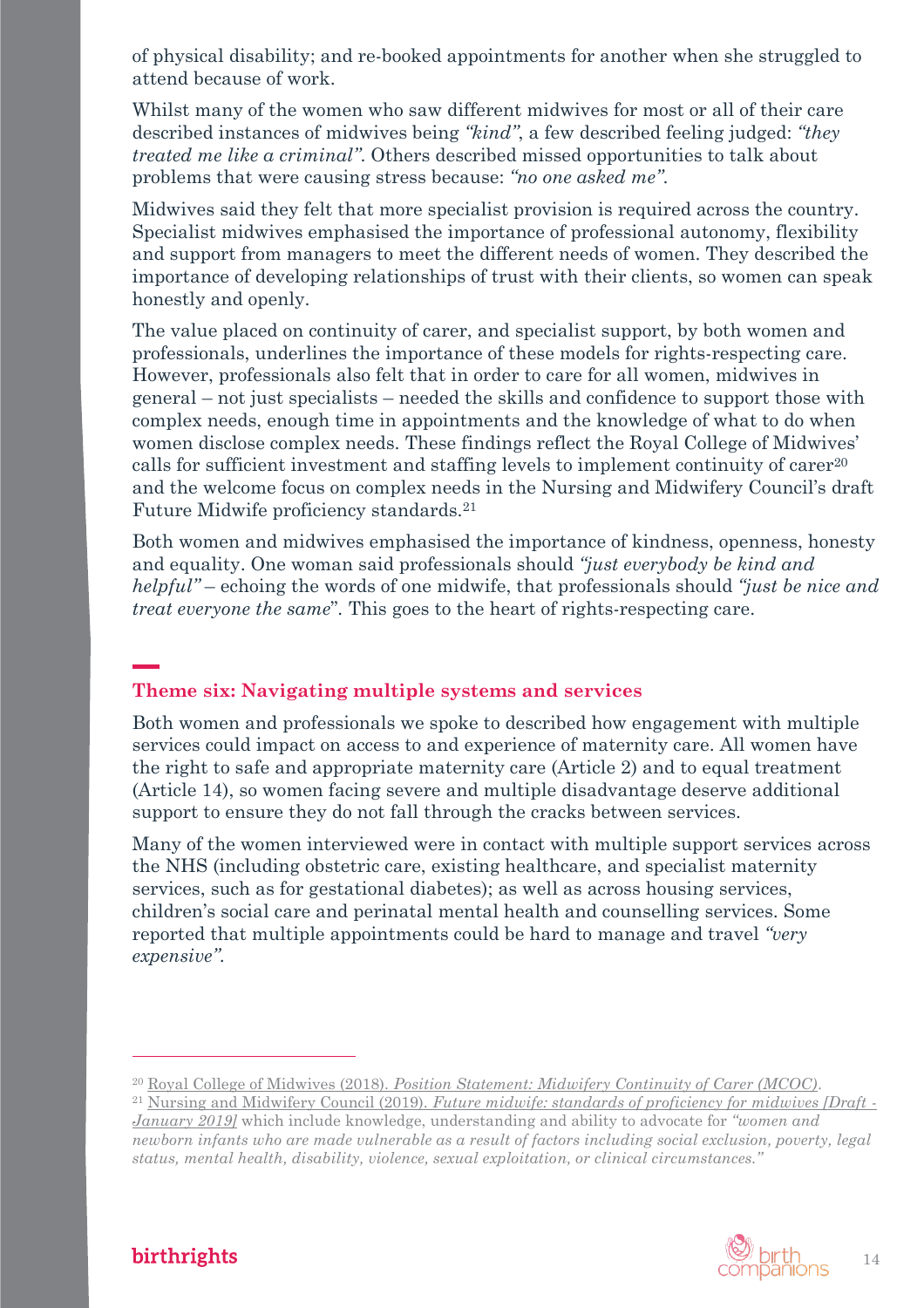of physical disability; and re-booked appointments for another when she struggled to attend because of work.

Whilst many of the women who saw different midwives for most or all of their care described instances of midwives being *"kind"*, a few described feeling judged: *"they treated me like a criminal"*. Others described missed opportunities to talk about problems that were causing stress because: *"no one asked me"*.

Midwives said they felt that more specialist provision is required across the country. Specialist midwives emphasised the importance of professional autonomy, flexibility and support from managers to meet the different needs of women. They described the importance of developing relationships of trust with their clients, so women can speak honestly and openly.

The value placed on continuity of carer, and specialist support, by both women and professionals, underlines the importance of these models for rights-respecting care. However, professionals also felt that in order to care for all women, midwives in general – not just specialists – needed the skills and confidence to support those with complex needs, enough time in appointments and the knowledge of what to do when women disclose complex needs. These findings reflect the Royal College of Midwives' calls for sufficient investment and staffing levels to implement continuity of carer[20] and the welcome focus on complex needs in the Nursing and Midwifery Council's draft Future Midwife proficiency standards.[21]

Both women and midwives emphasised the importance of kindness, openness, honesty and equality. One woman said professionals should *"just everybody be kind and helpful"* – echoing the words of one midwife, that professionals should *"just be nice and treat everyone the same*". This goes to the heart of rights-respecting care.

## Theme six: Navigating multiple systems and services

Both women and professionals we spoke to described how engagement with multiple services could impact on access to and experience of maternity care. All women have the right to safe and appropriate maternity care (Article 2) and to equal treatment (Article 14), so women facing severe and multiple disadvantage deserve additional support to ensure they do not fall through the cracks between services.

Many of the women interviewed were in contact with multiple support services across the NHS (including obstetric care, existing healthcare, and specialist maternity services, such as for gestational diabetes); as well as across housing services, children's social care and perinatal mental health and counselling services. Some reported that multiple appointments could be hard to manage and travel *"very expensive"*.

---

[20] Royal College of Midwives (2018). *Position Statement: Midwifery Continuity of Carer (MCOC)*.

[21] Nursing and Midwifery Council (2019). *Future midwife: standards of proficiency for midwives [Draft - January 2019]* which include knowledge, understanding and ability to advocate for *"women and newborn infants who are made vulnerable as a result of factors including social exclusion, poverty, legal status, mental health, disability, violence, sexual exploitation, or clinical circumstances."*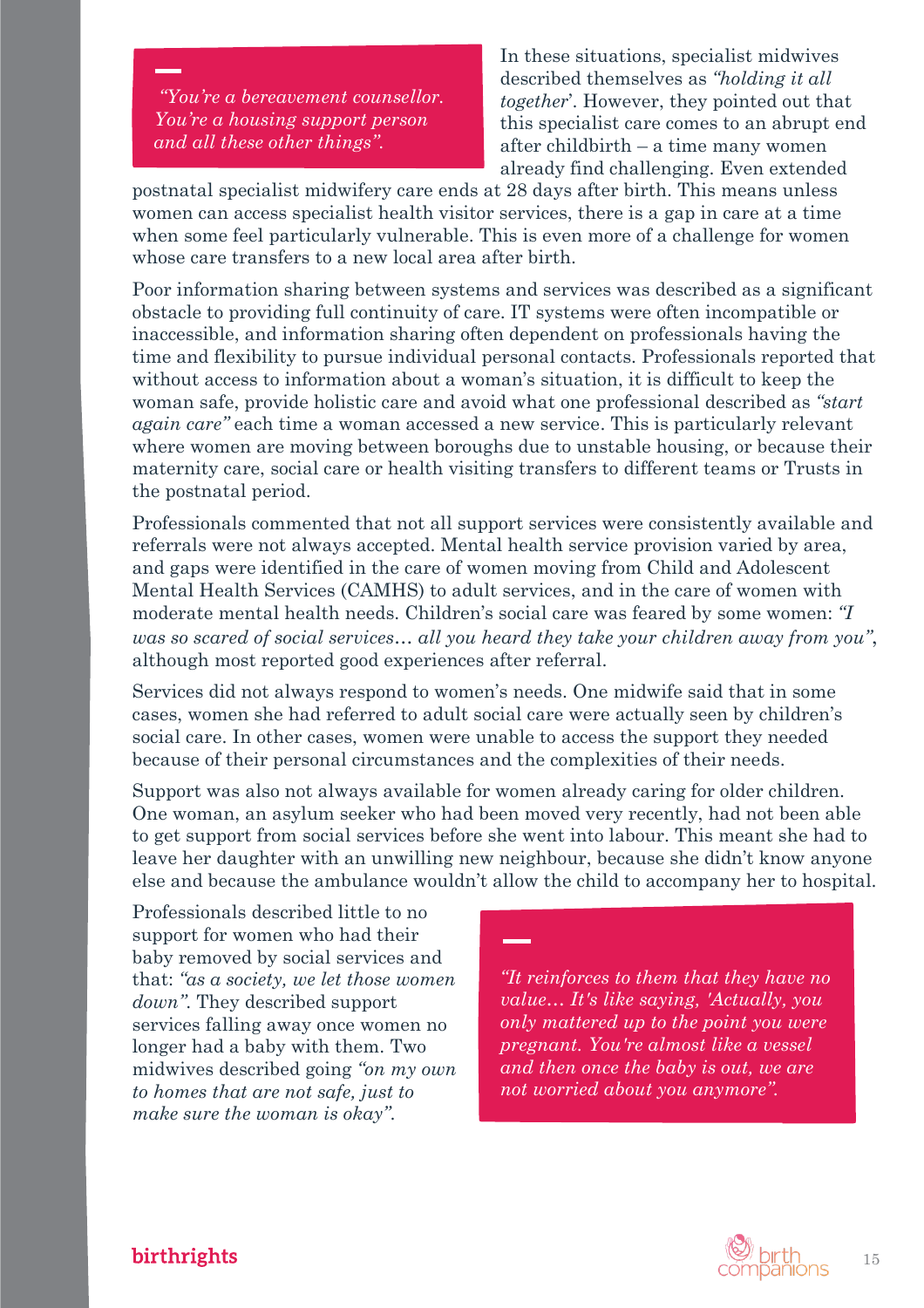> *"You're a bereavement counsellor. You're a housing support person and all these other things".*

In these situations, specialist midwives described themselves as *"holding it all together*'. However, they pointed out that this specialist care comes to an abrupt end after childbirth – a time many women already find challenging. Even extended postnatal specialist midwifery care ends at 28 days after birth. This means unless women can access specialist health visitor services, there is a gap in care at a time when some feel particularly vulnerable. This is even more of a challenge for women whose care transfers to a new local area after birth.

Poor information sharing between systems and services was described as a significant obstacle to providing full continuity of care. IT systems were often incompatible or inaccessible, and information sharing often dependent on professionals having the time and flexibility to pursue individual personal contacts. Professionals reported that without access to information about a woman's situation, it is difficult to keep the woman safe, provide holistic care and avoid what one professional described as *"start again care"* each time a woman accessed a new service. This is particularly relevant where women are moving between boroughs due to unstable housing, or because their maternity care, social care or health visiting transfers to different teams or Trusts in the postnatal period.

Professionals commented that not all support services were consistently available and referrals were not always accepted. Mental health service provision varied by area, and gaps were identified in the care of women moving from Child and Adolescent Mental Health Services (CAMHS) to adult services, and in the care of women with moderate mental health needs. Children's social care was feared by some women: *"I was so scared of social services… all you heard they take your children away from you"*, although most reported good experiences after referral.

Services did not always respond to women's needs. One midwife said that in some cases, women she had referred to adult social care were actually seen by children's social care. In other cases, women were unable to access the support they needed because of their personal circumstances and the complexities of their needs.

Support was also not always available for women already caring for older children. One woman, an asylum seeker who had been moved very recently, had not been able to get support from social services before she went into labour. This meant she had to leave her daughter with an unwilling new neighbour, because she didn't know anyone else and because the ambulance wouldn't allow the child to accompany her to hospital.

Professionals described little to no support for women who had their baby removed by social services and that: *"as a society, we let those women down"*. They described support services falling away once women no longer had a baby with them. Two midwives described going *"on my own to homes that are not safe, just to make sure the woman is okay"*.

> *"It reinforces to them that they have no value… It's like saying, 'Actually, you only mattered up to the point you were pregnant. You're almost like a vessel and then once the baby is out, we are not worried about you anymore".*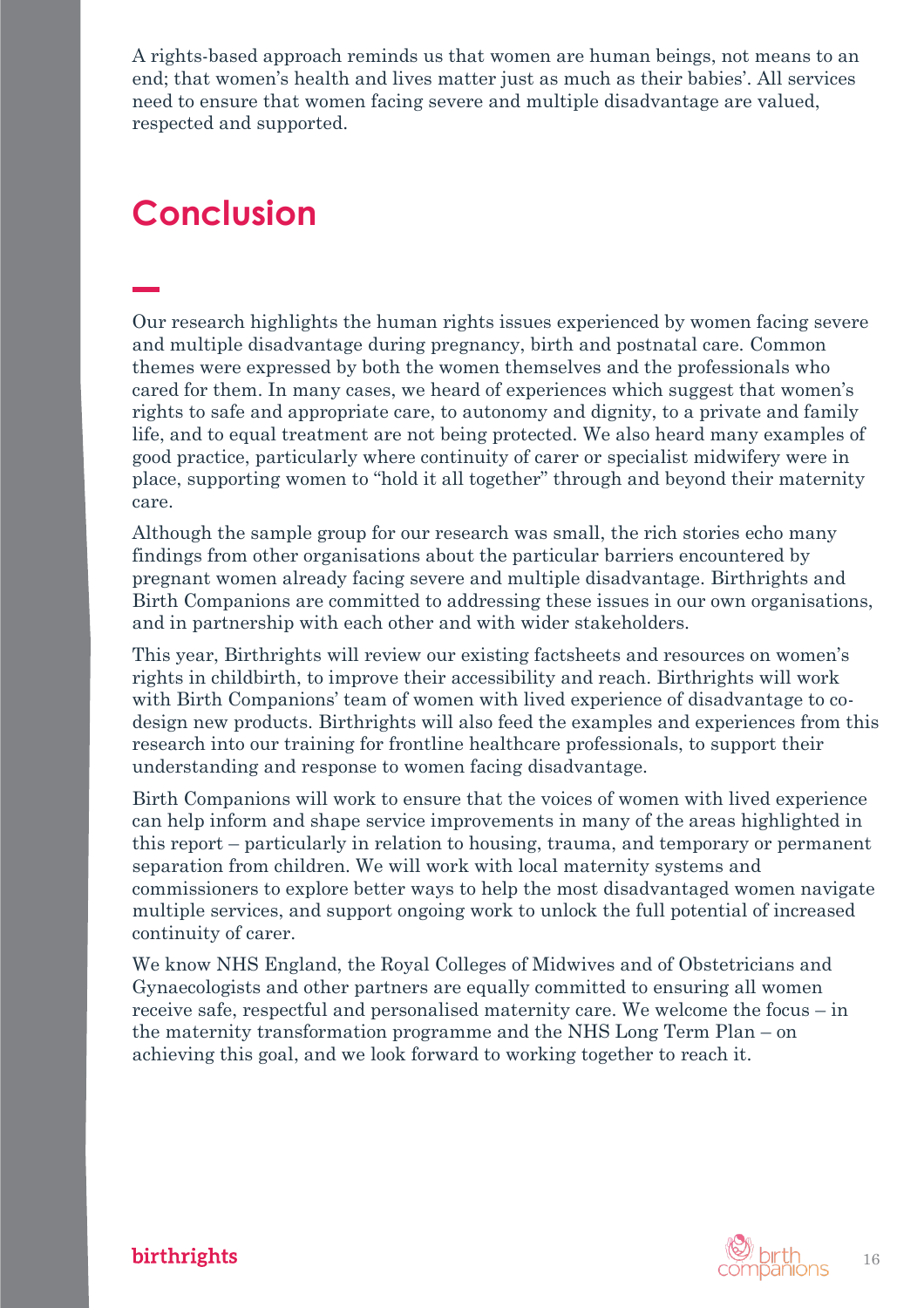A rights-based approach reminds us that women are human beings, not means to an end; that women's health and lives matter just as much as their babies'. All services need to ensure that women facing severe and multiple disadvantage are valued, respected and supported.

# Conclusion

Our research highlights the human rights issues experienced by women facing severe and multiple disadvantage during pregnancy, birth and postnatal care. Common themes were expressed by both the women themselves and the professionals who cared for them. In many cases, we heard of experiences which suggest that women's rights to safe and appropriate care, to autonomy and dignity, to a private and family life, and to equal treatment are not being protected. We also heard many examples of good practice, particularly where continuity of carer or specialist midwifery were in place, supporting women to "hold it all together" through and beyond their maternity care.

Although the sample group for our research was small, the rich stories echo many findings from other organisations about the particular barriers encountered by pregnant women already facing severe and multiple disadvantage. Birthrights and Birth Companions are committed to addressing these issues in our own organisations, and in partnership with each other and with wider stakeholders.

This year, Birthrights will review our existing factsheets and resources on women's rights in childbirth, to improve their accessibility and reach. Birthrights will work with Birth Companions' team of women with lived experience of disadvantage to co-design new products. Birthrights will also feed the examples and experiences from this research into our training for frontline healthcare professionals, to support their understanding and response to women facing disadvantage.

Birth Companions will work to ensure that the voices of women with lived experience can help inform and shape service improvements in many of the areas highlighted in this report – particularly in relation to housing, trauma, and temporary or permanent separation from children. We will work with local maternity systems and commissioners to explore better ways to help the most disadvantaged women navigate multiple services, and support ongoing work to unlock the full potential of increased continuity of carer.

We know NHS England, the Royal Colleges of Midwives and of Obstetricians and Gynaecologists and other partners are equally committed to ensuring all women receive safe, respectful and personalised maternity care. We welcome the focus – in the maternity transformation programme and the NHS Long Term Plan – on achieving this goal, and we look forward to working together to reach it.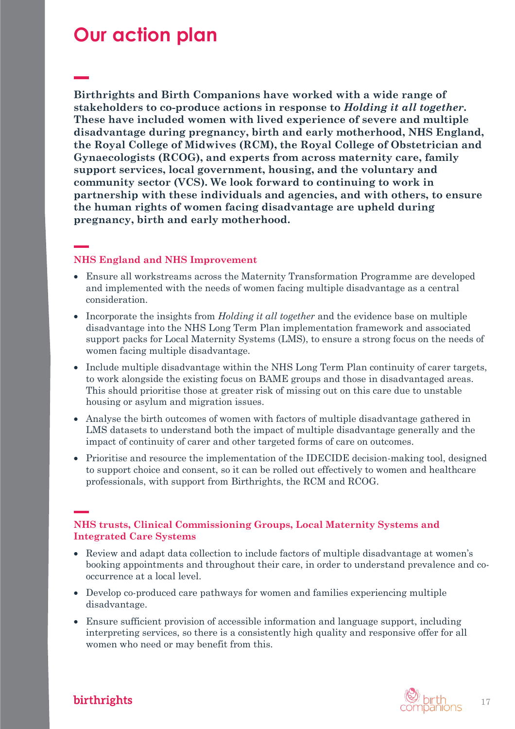# Our action plan

**Birthrights and Birth Companions have worked with a wide range of stakeholders to co-produce actions in response to *Holding it all together*. These have included women with lived experience of severe and multiple disadvantage during pregnancy, birth and early motherhood, NHS England, the Royal College of Midwives (RCM), the Royal College of Obstetrician and Gynaecologists (RCOG), and experts from across maternity care, family support services, local government, housing, and the voluntary and community sector (VCS). We look forward to continuing to work in partnership with these individuals and agencies, and with others, to ensure the human rights of women facing disadvantage are upheld during pregnancy, birth and early motherhood.**

### NHS England and NHS Improvement

- Ensure all workstreams across the Maternity Transformation Programme are developed and implemented with the needs of women facing multiple disadvantage as a central consideration.
- Incorporate the insights from *Holding it all together* and the evidence base on multiple disadvantage into the NHS Long Term Plan implementation framework and associated support packs for Local Maternity Systems (LMS), to ensure a strong focus on the needs of women facing multiple disadvantage.
- Include multiple disadvantage within the NHS Long Term Plan continuity of carer targets, to work alongside the existing focus on BAME groups and those in disadvantaged areas. This should prioritise those at greater risk of missing out on this care due to unstable housing or asylum and migration issues.
- Analyse the birth outcomes of women with factors of multiple disadvantage gathered in LMS datasets to understand both the impact of multiple disadvantage generally and the impact of continuity of carer and other targeted forms of care on outcomes.
- Prioritise and resource the implementation of the IDECIDE decision-making tool, designed to support choice and consent, so it can be rolled out effectively to women and healthcare professionals, with support from Birthrights, the RCM and RCOG.

### NHS trusts, Clinical Commissioning Groups, Local Maternity Systems and Integrated Care Systems

- Review and adapt data collection to include factors of multiple disadvantage at women's booking appointments and throughout their care, in order to understand prevalence and co-occurrence at a local level.
- Develop co-produced care pathways for women and families experiencing multiple disadvantage.
- Ensure sufficient provision of accessible information and language support, including interpreting services, so there is a consistently high quality and responsive offer for all women who need or may benefit from this.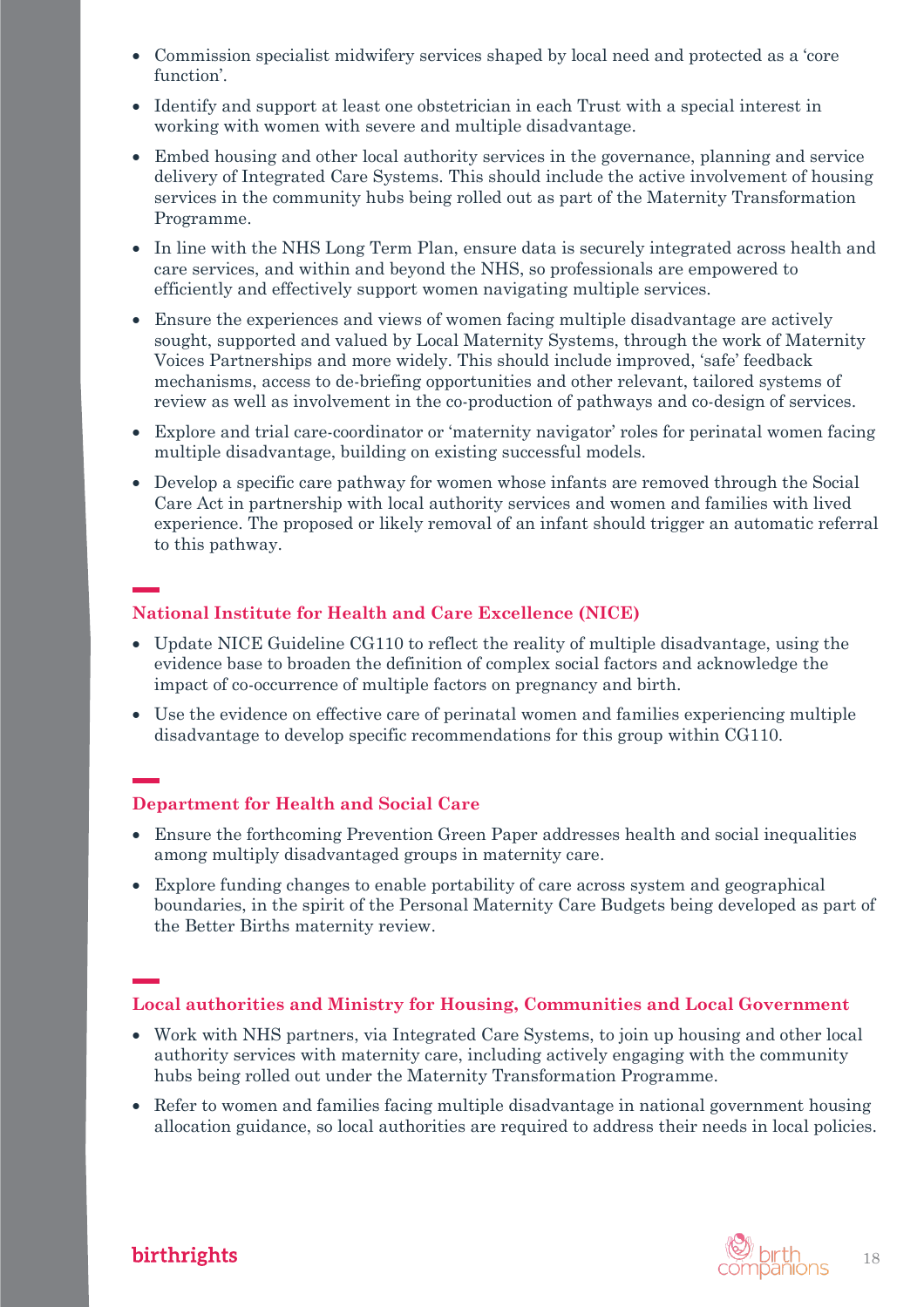- Commission specialist midwifery services shaped by local need and protected as a 'core function'.
- Identify and support at least one obstetrician in each Trust with a special interest in working with women with severe and multiple disadvantage.
- Embed housing and other local authority services in the governance, planning and service delivery of Integrated Care Systems. This should include the active involvement of housing services in the community hubs being rolled out as part of the Maternity Transformation Programme.
- In line with the NHS Long Term Plan, ensure data is securely integrated across health and care services, and within and beyond the NHS, so professionals are empowered to efficiently and effectively support women navigating multiple services.
- Ensure the experiences and views of women facing multiple disadvantage are actively sought, supported and valued by Local Maternity Systems, through the work of Maternity Voices Partnerships and more widely. This should include improved, 'safe' feedback mechanisms, access to de-briefing opportunities and other relevant, tailored systems of review as well as involvement in the co-production of pathways and co-design of services.
- Explore and trial care-coordinator or 'maternity navigator' roles for perinatal women facing multiple disadvantage, building on existing successful models.
- Develop a specific care pathway for women whose infants are removed through the Social Care Act in partnership with local authority services and women and families with lived experience. The proposed or likely removal of an infant should trigger an automatic referral to this pathway.

### National Institute for Health and Care Excellence (NICE)

- Update NICE Guideline CG110 to reflect the reality of multiple disadvantage, using the evidence base to broaden the definition of complex social factors and acknowledge the impact of co-occurrence of multiple factors on pregnancy and birth.
- Use the evidence on effective care of perinatal women and families experiencing multiple disadvantage to develop specific recommendations for this group within CG110.

### Department for Health and Social Care

- Ensure the forthcoming Prevention Green Paper addresses health and social inequalities among multiply disadvantaged groups in maternity care.
- Explore funding changes to enable portability of care across system and geographical boundaries, in the spirit of the Personal Maternity Care Budgets being developed as part of the Better Births maternity review.

### Local authorities and Ministry for Housing, Communities and Local Government

- Work with NHS partners, via Integrated Care Systems, to join up housing and other local authority services with maternity care, including actively engaging with the community hubs being rolled out under the Maternity Transformation Programme.
- Refer to women and families facing multiple disadvantage in national government housing allocation guidance, so local authorities are required to address their needs in local policies.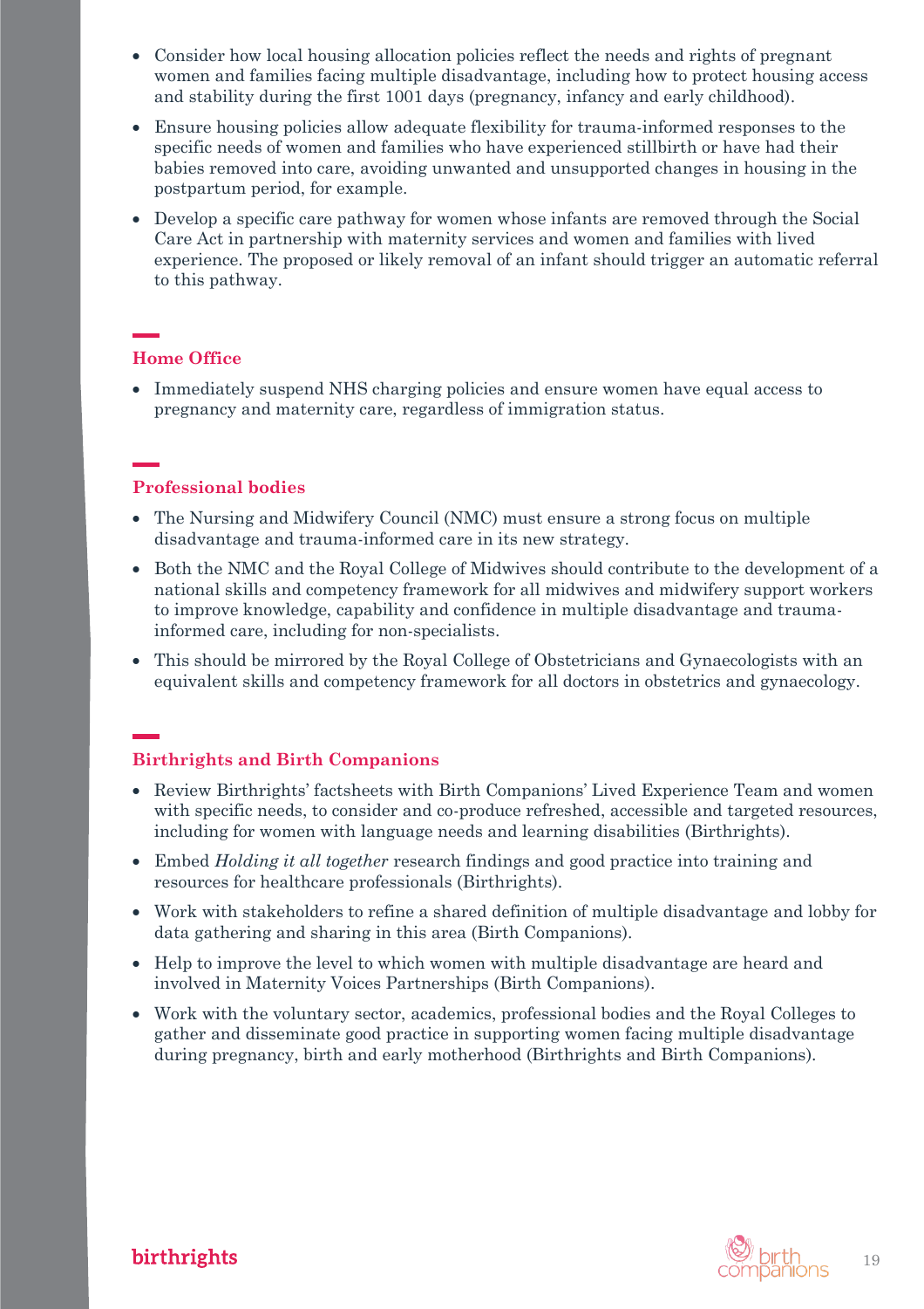- Consider how local housing allocation policies reflect the needs and rights of pregnant women and families facing multiple disadvantage, including how to protect housing access and stability during the first 1001 days (pregnancy, infancy and early childhood).
- Ensure housing policies allow adequate flexibility for trauma-informed responses to the specific needs of women and families who have experienced stillbirth or have had their babies removed into care, avoiding unwanted and unsupported changes in housing in the postpartum period, for example.
- Develop a specific care pathway for women whose infants are removed through the Social Care Act in partnership with maternity services and women and families with lived experience. The proposed or likely removal of an infant should trigger an automatic referral to this pathway.

### Home Office

- Immediately suspend NHS charging policies and ensure women have equal access to pregnancy and maternity care, regardless of immigration status.

### Professional bodies

- The Nursing and Midwifery Council (NMC) must ensure a strong focus on multiple disadvantage and trauma-informed care in its new strategy.
- Both the NMC and the Royal College of Midwives should contribute to the development of a national skills and competency framework for all midwives and midwifery support workers to improve knowledge, capability and confidence in multiple disadvantage and trauma-informed care, including for non-specialists.
- This should be mirrored by the Royal College of Obstetricians and Gynaecologists with an equivalent skills and competency framework for all doctors in obstetrics and gynaecology.

### Birthrights and Birth Companions

- Review Birthrights' factsheets with Birth Companions' Lived Experience Team and women with specific needs, to consider and co-produce refreshed, accessible and targeted resources, including for women with language needs and learning disabilities (Birthrights).
- Embed *Holding it all together* research findings and good practice into training and resources for healthcare professionals (Birthrights).
- Work with stakeholders to refine a shared definition of multiple disadvantage and lobby for data gathering and sharing in this area (Birth Companions).
- Help to improve the level to which women with multiple disadvantage are heard and involved in Maternity Voices Partnerships (Birth Companions).
- Work with the voluntary sector, academics, professional bodies and the Royal Colleges to gather and disseminate good practice in supporting women facing multiple disadvantage during pregnancy, birth and early motherhood (Birthrights and Birth Companions).